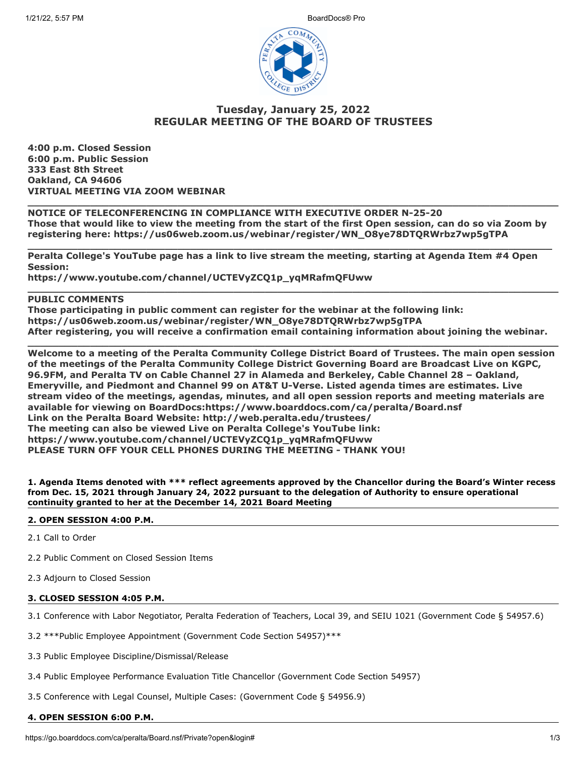# Tuesday, January 25, 2022
# REGULAR MEETING OF THE BOARD OF TRUSTEES

**4:00 p.m. Closed Session**
**6:00 p.m. Public Session**
**333 East 8th Street**
**Oakland, CA 94606**
**VIRTUAL MEETING VIA ZOOM WEBINAR**

---

**NOTICE OF TELECONFERENCING IN COMPLIANCE WITH EXECUTIVE ORDER N-25-20**
**Those that would like to view the meeting from the start of the first Open session, can do so via Zoom by registering here: https://us06web.zoom.us/webinar/register/WN_O8ye78DTQRWrbz7wp5gTPA**

---

**Peralta College's YouTube page has a link to live stream the meeting, starting at Agenda Item #4 Open Session:**
**https://www.youtube.com/channel/UCTEVyZCQ1p_yqMRafmQFUww**

---

**PUBLIC COMMENTS**
**Those participating in public comment can register for the webinar at the following link:**
**https://us06web.zoom.us/webinar/register/WN_O8ye78DTQRWrbz7wp5gTPA**
**After registering, you will receive a confirmation email containing information about joining the webinar.**

---

**Welcome to a meeting of the Peralta Community College District Board of Trustees. The main open session of the meetings of the Peralta Community College District Governing Board are Broadcast Live on KGPC, 96.9FM, and Peralta TV on Cable Channel 27 in Alameda and Berkeley, Cable Channel 28 – Oakland, Emeryville, and Piedmont and Channel 99 on AT&T U-Verse. Listed agenda times are estimates. Live stream video of the meetings, agendas, minutes, and all open session reports and meeting materials are available for viewing on BoardDocs:https://www.boarddocs.com/ca/peralta/Board.nsf**
**Link on the Peralta Board Website: http://web.peralta.edu/trustees/**
**The meeting can also be viewed Live on Peralta College's YouTube link:**
**https://www.youtube.com/channel/UCTEVyZCQ1p_yqMRafmQFUww**
**PLEASE TURN OFF YOUR CELL PHONES DURING THE MEETING - THANK YOU!**

**1. Agenda Items denoted with *** reflect agreements approved by the Chancellor during the Board's Winter recess from Dec. 15, 2021 through January 24, 2022 pursuant to the delegation of Authority to ensure operational continuity granted to her at the December 14, 2021 Board Meeting**

**2. OPEN SESSION 4:00 P.M.**

2.1 Call to Order

2.2 Public Comment on Closed Session Items

2.3 Adjourn to Closed Session

**3. CLOSED SESSION 4:05 P.M.**

3.1 Conference with Labor Negotiator, Peralta Federation of Teachers, Local 39, and SEIU 1021 (Government Code § 54957.6)

3.2 ***Public Employee Appointment (Government Code Section 54957)***

3.3 Public Employee Discipline/Dismissal/Release

3.4 Public Employee Performance Evaluation Title Chancellor (Government Code Section 54957)

3.5 Conference with Legal Counsel, Multiple Cases: (Government Code § 54956.9)

**4. OPEN SESSION 6:00 P.M.**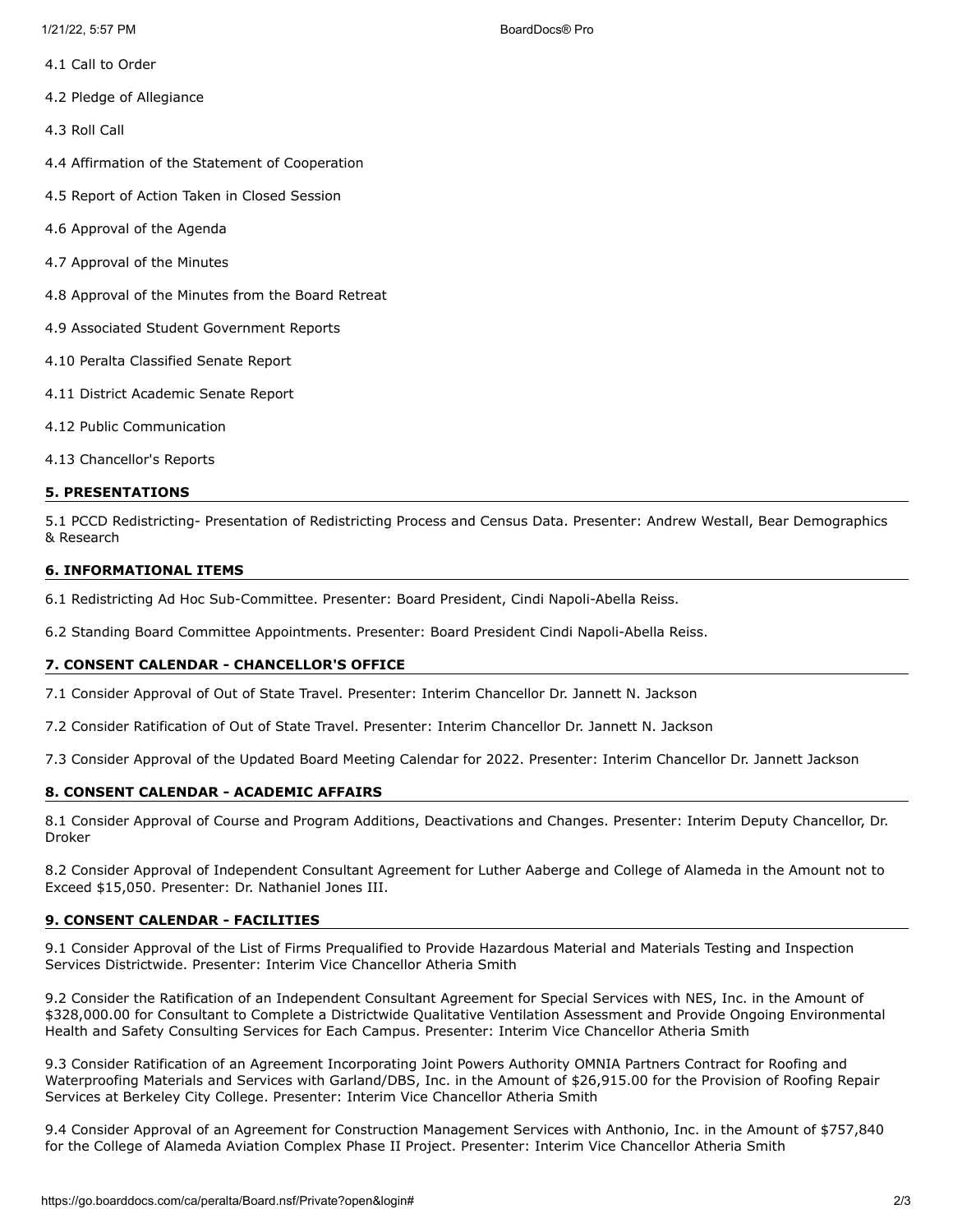4.1 Call to Order

4.2 Pledge of Allegiance

4.3 Roll Call

4.4 Affirmation of the Statement of Cooperation

4.5 Report of Action Taken in Closed Session

4.6 Approval of the Agenda

4.7 Approval of the Minutes

4.8 Approval of the Minutes from the Board Retreat

4.9 Associated Student Government Reports

4.10 Peralta Classified Senate Report

4.11 District Academic Senate Report

4.12 Public Communication

4.13 Chancellor's Reports

## 5. PRESENTATIONS

5.1 PCCD Redistricting- Presentation of Redistricting Process and Census Data. Presenter: Andrew Westall, Bear Demographics & Research

## 6. INFORMATIONAL ITEMS

6.1 Redistricting Ad Hoc Sub-Committee. Presenter: Board President, Cindi Napoli-Abella Reiss.

6.2 Standing Board Committee Appointments. Presenter: Board President Cindi Napoli-Abella Reiss.

## 7. CONSENT CALENDAR - CHANCELLOR'S OFFICE

7.1 Consider Approval of Out of State Travel. Presenter: Interim Chancellor Dr. Jannett N. Jackson

7.2 Consider Ratification of Out of State Travel. Presenter: Interim Chancellor Dr. Jannett N. Jackson

7.3 Consider Approval of the Updated Board Meeting Calendar for 2022. Presenter: Interim Chancellor Dr. Jannett Jackson

## 8. CONSENT CALENDAR - ACADEMIC AFFAIRS

8.1 Consider Approval of Course and Program Additions, Deactivations and Changes. Presenter: Interim Deputy Chancellor, Dr. Droker

8.2 Consider Approval of Independent Consultant Agreement for Luther Aaberge and College of Alameda in the Amount not to Exceed $15,050. Presenter: Dr. Nathaniel Jones III.

## 9. CONSENT CALENDAR - FACILITIES

9.1 Consider Approval of the List of Firms Prequalified to Provide Hazardous Material and Materials Testing and Inspection Services Districtwide. Presenter: Interim Vice Chancellor Atheria Smith

9.2 Consider the Ratification of an Independent Consultant Agreement for Special Services with NES, Inc. in the Amount of $328,000.00 for Consultant to Complete a Districtwide Qualitative Ventilation Assessment and Provide Ongoing Environmental Health and Safety Consulting Services for Each Campus. Presenter: Interim Vice Chancellor Atheria Smith

9.3 Consider Ratification of an Agreement Incorporating Joint Powers Authority OMNIA Partners Contract for Roofing and Waterproofing Materials and Services with Garland/DBS, Inc. in the Amount of $26,915.00 for the Provision of Roofing Repair Services at Berkeley City College. Presenter: Interim Vice Chancellor Atheria Smith

9.4 Consider Approval of an Agreement for Construction Management Services with Anthonio, Inc. in the Amount of $757,840 for the College of Alameda Aviation Complex Phase II Project. Presenter: Interim Vice Chancellor Atheria Smith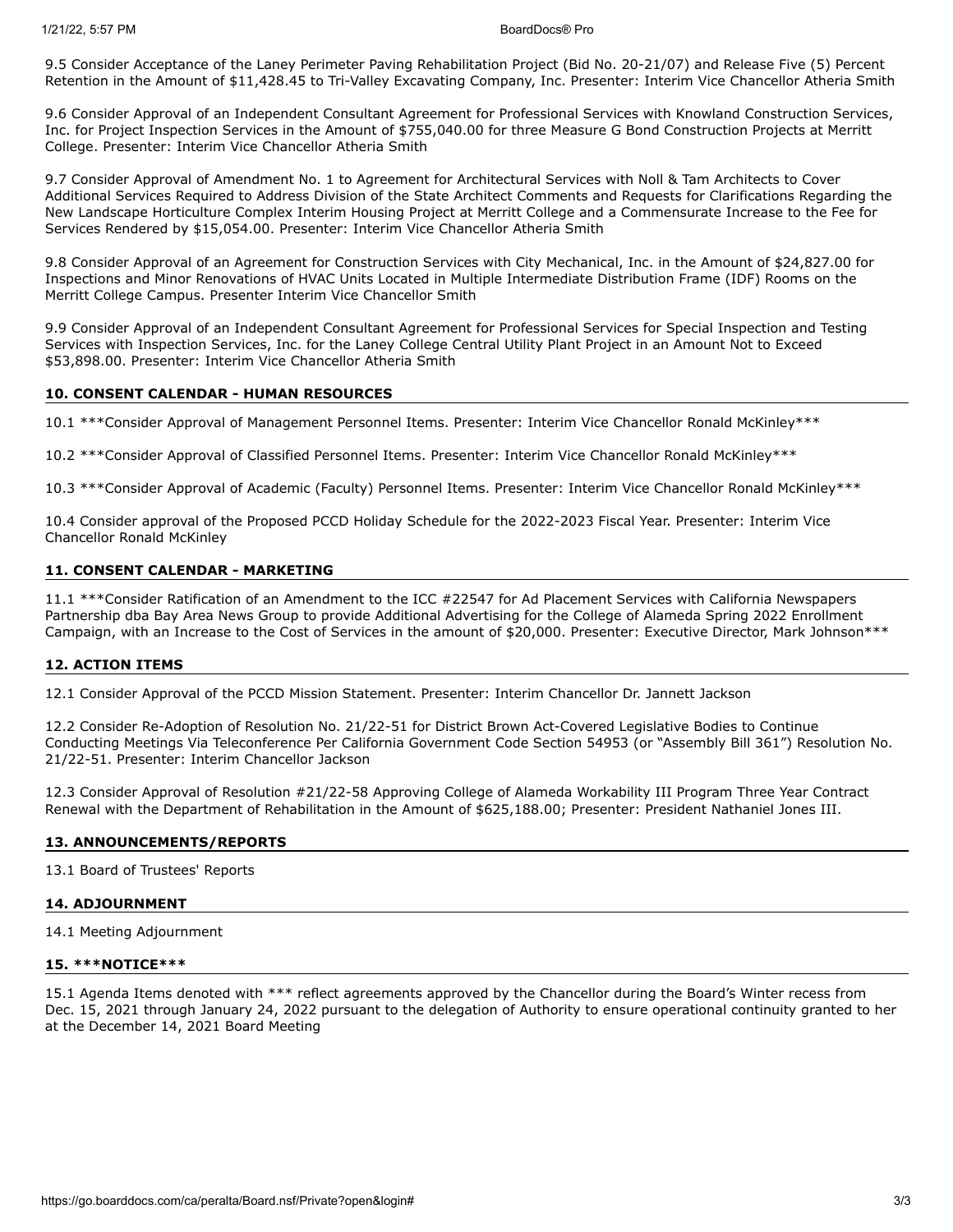9.5 Consider Acceptance of the Laney Perimeter Paving Rehabilitation Project (Bid No. 20-21/07) and Release Five (5) Percent Retention in the Amount of $11,428.45 to Tri-Valley Excavating Company, Inc. Presenter: Interim Vice Chancellor Atheria Smith

9.6 Consider Approval of an Independent Consultant Agreement for Professional Services with Knowland Construction Services, Inc. for Project Inspection Services in the Amount of $755,040.00 for three Measure G Bond Construction Projects at Merritt College. Presenter: Interim Vice Chancellor Atheria Smith

9.7 Consider Approval of Amendment No. 1 to Agreement for Architectural Services with Noll & Tam Architects to Cover Additional Services Required to Address Division of the State Architect Comments and Requests for Clarifications Regarding the New Landscape Horticulture Complex Interim Housing Project at Merritt College and a Commensurate Increase to the Fee for Services Rendered by $15,054.00. Presenter: Interim Vice Chancellor Atheria Smith

9.8 Consider Approval of an Agreement for Construction Services with City Mechanical, Inc. in the Amount of $24,827.00 for Inspections and Minor Renovations of HVAC Units Located in Multiple Intermediate Distribution Frame (IDF) Rooms on the Merritt College Campus. Presenter Interim Vice Chancellor Smith

9.9 Consider Approval of an Independent Consultant Agreement for Professional Services for Special Inspection and Testing Services with Inspection Services, Inc. for the Laney College Central Utility Plant Project in an Amount Not to Exceed $53,898.00. Presenter: Interim Vice Chancellor Atheria Smith

## 10. CONSENT CALENDAR - HUMAN RESOURCES

10.1 ***Consider Approval of Management Personnel Items. Presenter: Interim Vice Chancellor Ronald McKinley***

10.2 ***Consider Approval of Classified Personnel Items. Presenter: Interim Vice Chancellor Ronald McKinley***

10.3 ***Consider Approval of Academic (Faculty) Personnel Items. Presenter: Interim Vice Chancellor Ronald McKinley***

10.4 Consider approval of the Proposed PCCD Holiday Schedule for the 2022-2023 Fiscal Year. Presenter: Interim Vice Chancellor Ronald McKinley

## 11. CONSENT CALENDAR - MARKETING

11.1 ***Consider Ratification of an Amendment to the ICC #22547 for Ad Placement Services with California Newspapers Partnership dba Bay Area News Group to provide Additional Advertising for the College of Alameda Spring 2022 Enrollment Campaign, with an Increase to the Cost of Services in the amount of $20,000. Presenter: Executive Director, Mark Johnson***

## 12. ACTION ITEMS

12.1 Consider Approval of the PCCD Mission Statement. Presenter: Interim Chancellor Dr. Jannett Jackson

12.2 Consider Re-Adoption of Resolution No. 21/22-51 for District Brown Act-Covered Legislative Bodies to Continue Conducting Meetings Via Teleconference Per California Government Code Section 54953 (or "Assembly Bill 361") Resolution No. 21/22-51. Presenter: Interim Chancellor Jackson

12.3 Consider Approval of Resolution #21/22-58 Approving College of Alameda Workability III Program Three Year Contract Renewal with the Department of Rehabilitation in the Amount of $625,188.00; Presenter: President Nathaniel Jones III.

## 13. ANNOUNCEMENTS/REPORTS

13.1 Board of Trustees' Reports

## 14. ADJOURNMENT

14.1 Meeting Adjournment

## 15. ***NOTICE***

15.1 Agenda Items denoted with *** reflect agreements approved by the Chancellor during the Board's Winter recess from Dec. 15, 2021 through January 24, 2022 pursuant to the delegation of Authority to ensure operational continuity granted to her at the December 14, 2021 Board Meeting